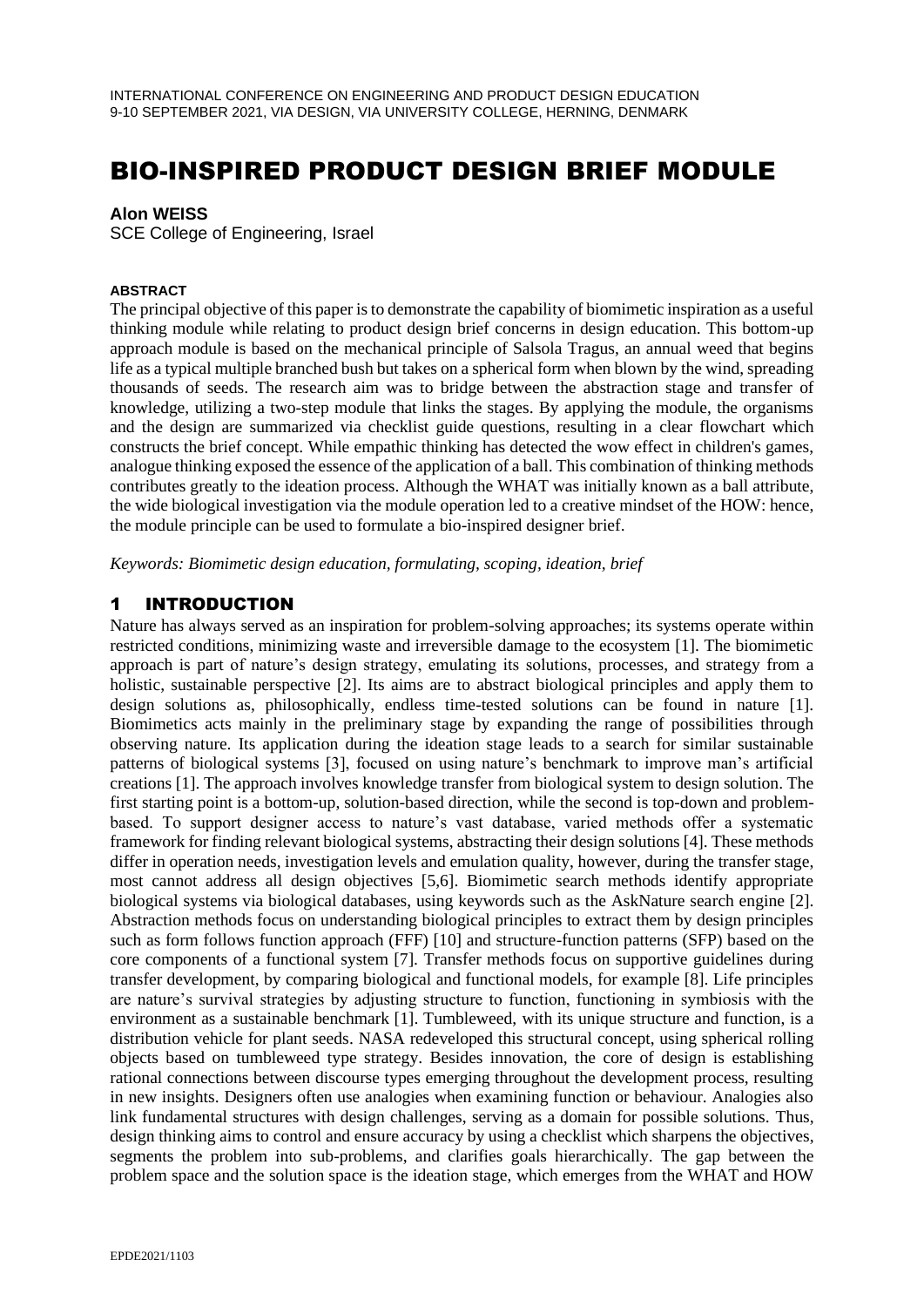INTERNATIONAL CONFERENCE ON ENGINEERING AND PRODUCT DESIGN EDUCATION
9-10 SEPTEMBER 2021, VIA DESIGN, VIA UNIVERSITY COLLEGE, HERNING, DENMARK

# BIO-INSPIRED PRODUCT DESIGN BRIEF MODULE

**Alon WEISS**
SCE College of Engineering, Israel

#### ABSTRACT

The principal objective of this paper is to demonstrate the capability of biomimetic inspiration as a useful thinking module while relating to product design brief concerns in design education. This bottom-up approach module is based on the mechanical principle of Salsola Tragus, an annual weed that begins life as a typical multiple branched bush but takes on a spherical form when blown by the wind, spreading thousands of seeds. The research aim was to bridge between the abstraction stage and transfer of knowledge, utilizing a two-step module that links the stages. By applying the module, the organisms and the design are summarized via checklist guide questions, resulting in a clear flowchart which constructs the brief concept. While empathic thinking has detected the wow effect in children's games, analogue thinking exposed the essence of the application of a ball. This combination of thinking methods contributes greatly to the ideation process. Although the WHAT was initially known as a ball attribute, the wide biological investigation via the module operation led to a creative mindset of the HOW: hence, the module principle can be used to formulate a bio-inspired designer brief.

*Keywords: Biomimetic design education, formulating, scoping, ideation, brief*

## 1 INTRODUCTION

Nature has always served as an inspiration for problem-solving approaches; its systems operate within restricted conditions, minimizing waste and irreversible damage to the ecosystem [1]. The biomimetic approach is part of nature's design strategy, emulating its solutions, processes, and strategy from a holistic, sustainable perspective [2]. Its aims are to abstract biological principles and apply them to design solutions as, philosophically, endless time-tested solutions can be found in nature [1]. Biomimetics acts mainly in the preliminary stage by expanding the range of possibilities through observing nature. Its application during the ideation stage leads to a search for similar sustainable patterns of biological systems [3], focused on using nature's benchmark to improve man's artificial creations [1]. The approach involves knowledge transfer from biological system to design solution. The first starting point is a bottom-up, solution-based direction, while the second is top-down and problem-based. To support designer access to nature's vast database, varied methods offer a systematic framework for finding relevant biological systems, abstracting their design solutions [4]. These methods differ in operation needs, investigation levels and emulation quality, however, during the transfer stage, most cannot address all design objectives [5,6]. Biomimetic search methods identify appropriate biological systems via biological databases, using keywords such as the AskNature search engine [2]. Abstraction methods focus on understanding biological principles to extract them by design principles such as form follows function approach (FFF) [10] and structure-function patterns (SFP) based on the core components of a functional system [7]. Transfer methods focus on supportive guidelines during transfer development, by comparing biological and functional models, for example [8]. Life principles are nature's survival strategies by adjusting structure to function, functioning in symbiosis with the environment as a sustainable benchmark [1]. Tumbleweed, with its unique structure and function, is a distribution vehicle for plant seeds. NASA redeveloped this structural concept, using spherical rolling objects based on tumbleweed type strategy. Besides innovation, the core of design is establishing rational connections between discourse types emerging throughout the development process, resulting in new insights. Designers often use analogies when examining function or behaviour. Analogies also link fundamental structures with design challenges, serving as a domain for possible solutions. Thus, design thinking aims to control and ensure accuracy by using a checklist which sharpens the objectives, segments the problem into sub-problems, and clarifies goals hierarchically. The gap between the problem space and the solution space is the ideation stage, which emerges from the WHAT and HOW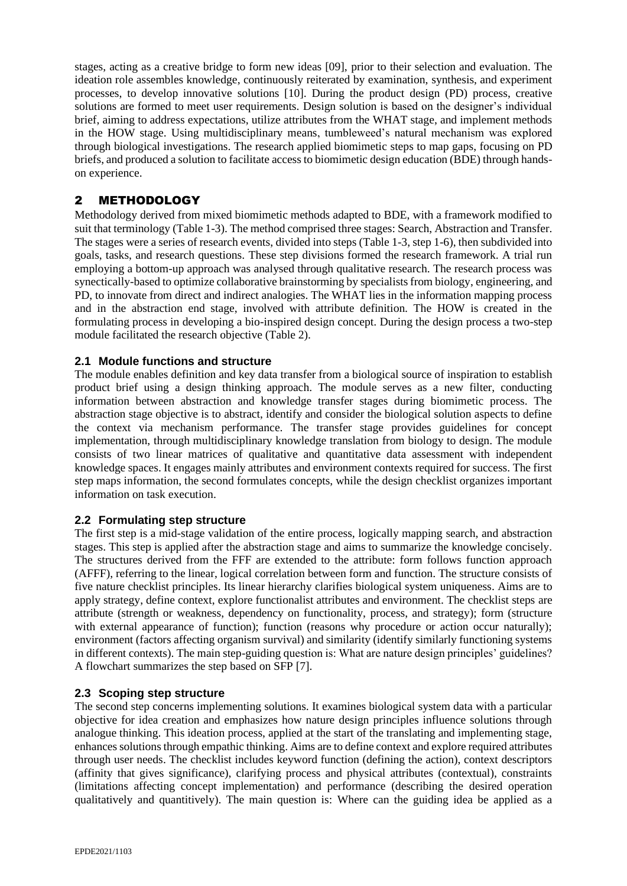stages, acting as a creative bridge to form new ideas [09], prior to their selection and evaluation. The ideation role assembles knowledge, continuously reiterated by examination, synthesis, and experiment processes, to develop innovative solutions [10]. During the product design (PD) process, creative solutions are formed to meet user requirements. Design solution is based on the designer's individual brief, aiming to address expectations, utilize attributes from the WHAT stage, and implement methods in the HOW stage. Using multidisciplinary means, tumbleweed's natural mechanism was explored through biological investigations. The research applied biomimetic steps to map gaps, focusing on PD briefs, and produced a solution to facilitate access to biomimetic design education (BDE) through hands-on experience.

## 2 METHODOLOGY

Methodology derived from mixed biomimetic methods adapted to BDE, with a framework modified to suit that terminology (Table 1-3). The method comprised three stages: Search, Abstraction and Transfer. The stages were a series of research events, divided into steps (Table 1-3, step 1-6), then subdivided into goals, tasks, and research questions. These step divisions formed the research framework. A trial run employing a bottom-up approach was analysed through qualitative research. The research process was synectically-based to optimize collaborative brainstorming by specialists from biology, engineering, and PD, to innovate from direct and indirect analogies. The WHAT lies in the information mapping process and in the abstraction end stage, involved with attribute definition. The HOW is created in the formulating process in developing a bio-inspired design concept. During the design process a two-step module facilitated the research objective (Table 2).

### 2.1 Module functions and structure

The module enables definition and key data transfer from a biological source of inspiration to establish product brief using a design thinking approach. The module serves as a new filter, conducting information between abstraction and knowledge transfer stages during biomimetic process. The abstraction stage objective is to abstract, identify and consider the biological solution aspects to define the context via mechanism performance. The transfer stage provides guidelines for concept implementation, through multidisciplinary knowledge translation from biology to design. The module consists of two linear matrices of qualitative and quantitative data assessment with independent knowledge spaces. It engages mainly attributes and environment contexts required for success. The first step maps information, the second formulates concepts, while the design checklist organizes important information on task execution.

### 2.2 Formulating step structure

The first step is a mid-stage validation of the entire process, logically mapping search, and abstraction stages. This step is applied after the abstraction stage and aims to summarize the knowledge concisely. The structures derived from the FFF are extended to the attribute: form follows function approach (AFFF), referring to the linear, logical correlation between form and function. The structure consists of five nature checklist principles. Its linear hierarchy clarifies biological system uniqueness. Aims are to apply strategy, define context, explore functionalist attributes and environment. The checklist steps are attribute (strength or weakness, dependency on functionality, process, and strategy); form (structure with external appearance of function); function (reasons why procedure or action occur naturally); environment (factors affecting organism survival) and similarity (identify similarly functioning systems in different contexts). The main step-guiding question is: What are nature design principles' guidelines? A flowchart summarizes the step based on SFP [7].

### 2.3 Scoping step structure

The second step concerns implementing solutions. It examines biological system data with a particular objective for idea creation and emphasizes how nature design principles influence solutions through analogue thinking. This ideation process, applied at the start of the translating and implementing stage, enhances solutions through empathic thinking. Aims are to define context and explore required attributes through user needs. The checklist includes keyword function (defining the action), context descriptors (affinity that gives significance), clarifying process and physical attributes (contextual), constraints (limitations affecting concept implementation) and performance (describing the desired operation qualitatively and quantitively). The main question is: Where can the guiding idea be applied as a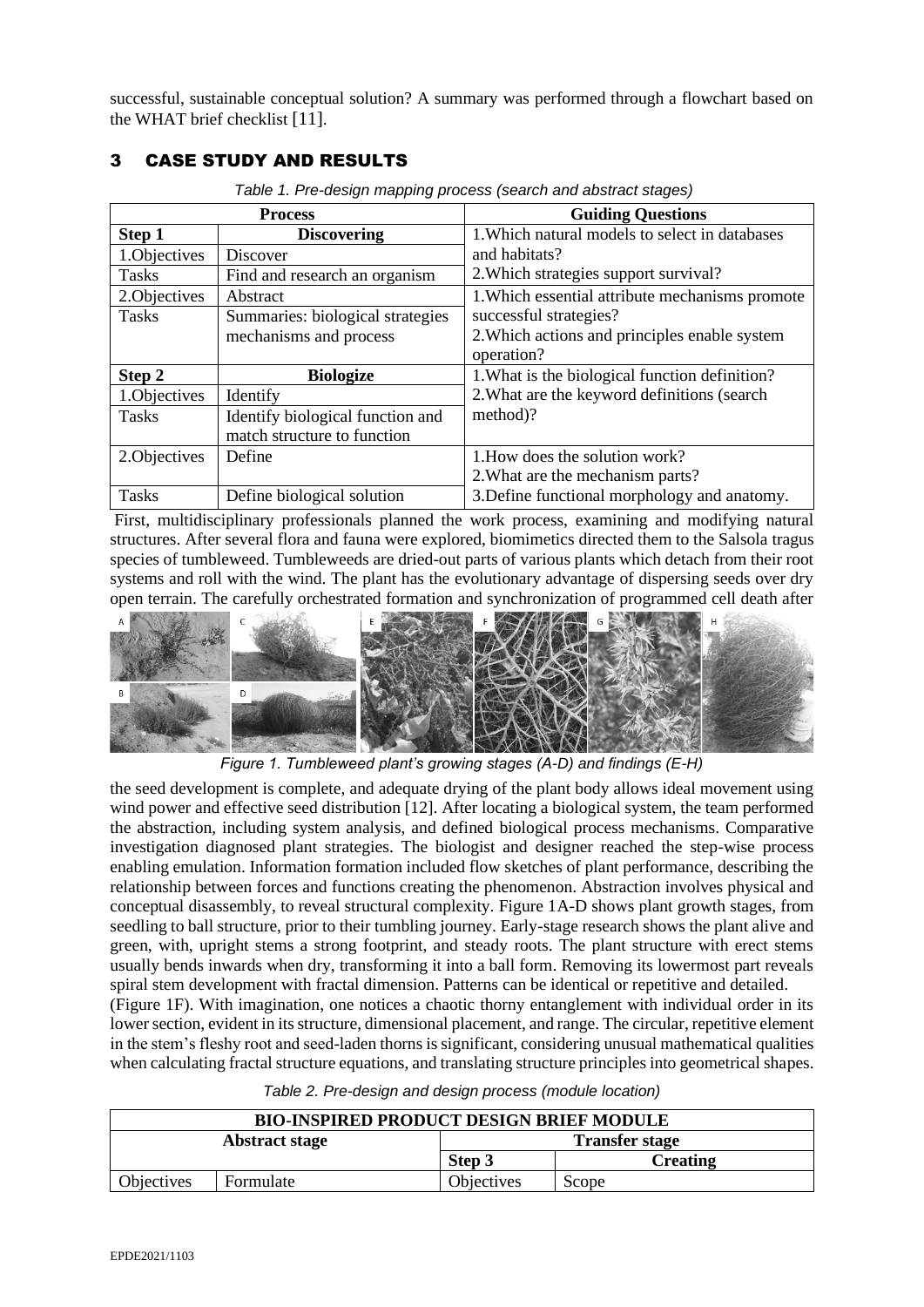successful, sustainable conceptual solution? A summary was performed through a flowchart based on the WHAT brief checklist [11].

# 3 CASE STUDY AND RESULTS

*Table 1. Pre-design mapping process (search and abstract stages)*

| Process | | Guiding Questions |
|---|---|---|
| **Step 1** | **Discovering** | 1.Which natural models to select in databases and habitats?<br>2.Which strategies support survival? |
| 1.Objectives | Discover | |
| Tasks | Find and research an organism | |
| 2.Objectives | Abstract | 1.Which essential attribute mechanisms promote successful strategies?<br>2.Which actions and principles enable system operation? |
| Tasks | Summaries: biological strategies mechanisms and process | |
| **Step 2** | **Biologize** | 1.What is the biological function definition?<br>2.What are the keyword definitions (search method)? |
| 1.Objectives | Identify | |
| Tasks | Identify biological function and match structure to function | |
| 2.Objectives | Define | 1.How does the solution work?<br>2.What are the mechanism parts?<br>3.Define functional morphology and anatomy. |
| Tasks | Define biological solution | |

First, multidisciplinary professionals planned the work process, examining and modifying natural structures. After several flora and fauna were explored, biomimetics directed them to the Salsola tragus species of tumbleweed. Tumbleweeds are dried-out parts of various plants which detach from their root systems and roll with the wind. The plant has the evolutionary advantage of dispersing seeds over dry open terrain. The carefully orchestrated formation and synchronization of programmed cell death after

*Figure 1. Tumbleweed plant's growing stages (A-D) and findings (E-H)*

the seed development is complete, and adequate drying of the plant body allows ideal movement using wind power and effective seed distribution [12]. After locating a biological system, the team performed the abstraction, including system analysis, and defined biological process mechanisms. Comparative investigation diagnosed plant strategies. The biologist and designer reached the step-wise process enabling emulation. Information formation included flow sketches of plant performance, describing the relationship between forces and functions creating the phenomenon. Abstraction involves physical and conceptual disassembly, to reveal structural complexity. Figure 1A-D shows plant growth stages, from seedling to ball structure, prior to their tumbling journey. Early-stage research shows the plant alive and green, with, upright stems a strong footprint, and steady roots. The plant structure with erect stems usually bends inwards when dry, transforming it into a ball form. Removing its lowermost part reveals spiral stem development with fractal dimension. Patterns can be identical or repetitive and detailed. (Figure 1F). With imagination, one notices a chaotic thorny entanglement with individual order in its lower section, evident in its structure, dimensional placement, and range. The circular, repetitive element in the stem's fleshy root and seed-laden thorns is significant, considering unusual mathematical qualities when calculating fractal structure equations, and translating structure principles into geometrical shapes.

*Table 2. Pre-design and design process (module location)*

| BIO-INSPIRED PRODUCT DESIGN BRIEF MODULE | | | |
|---|---|---|---|
| **Abstract stage** | | **Transfer stage** | |
| | | **Step 3** | **Creating** |
| Objectives | Formulate | Objectives | Scope |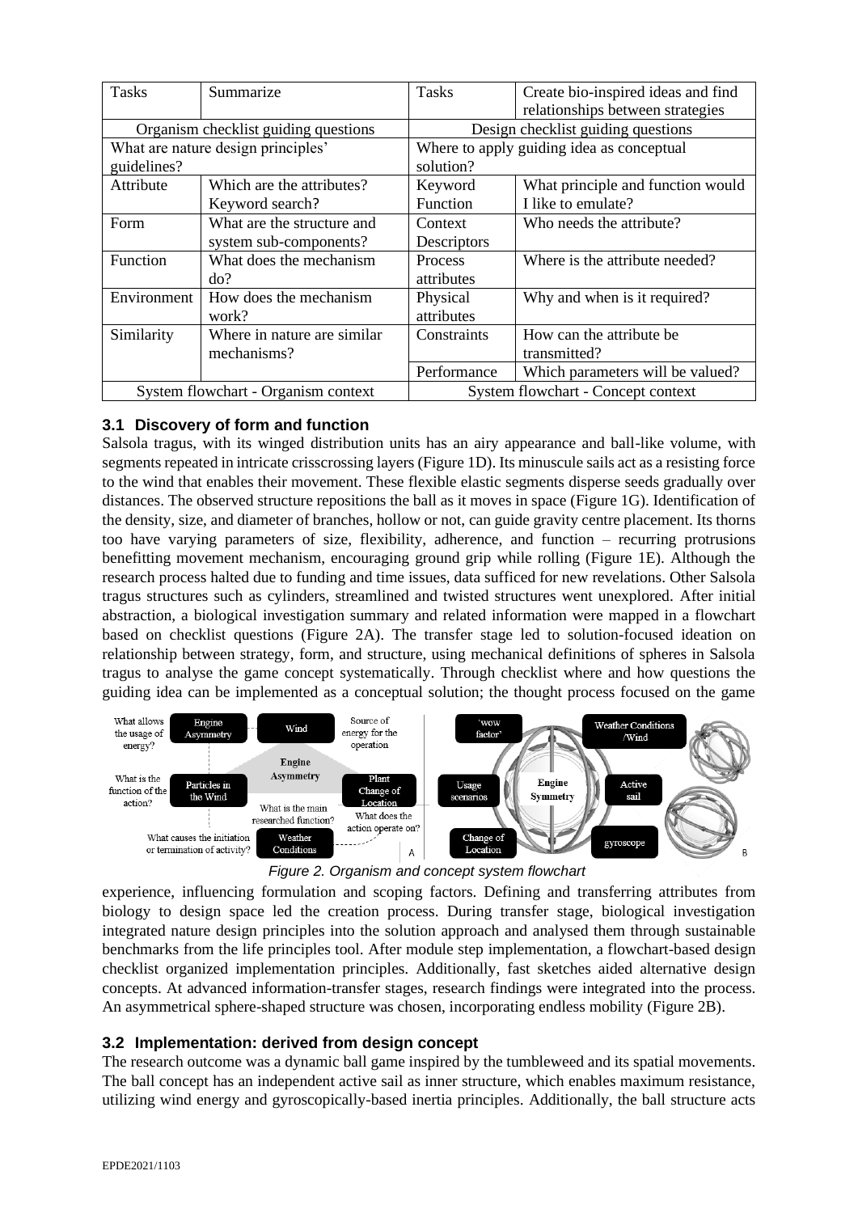| Tasks | Summarize | Tasks | Create bio-inspired ideas and find relationships between strategies |
|---|---|---|---|
| Organism checklist guiding questions | | Design checklist guiding questions | |
| What are nature design principles' guidelines? | | Where to apply guiding idea as conceptual solution? | |
| Attribute | Which are the attributes? Keyword search? | Keyword Function | What principle and function would I like to emulate? |
| Form | What are the structure and system sub-components? | Context Descriptors | Who needs the attribute? |
| Function | What does the mechanism do? | Process attributes | Where is the attribute needed? |
| Environment | How does the mechanism work? | Physical attributes | Why and when is it required? |
| Similarity | Where in nature are similar mechanisms? | Constraints | How can the attribute be transmitted? |
| | | Performance | Which parameters will be valued? |
| System flowchart - Organism context | | System flowchart - Concept context | |

### 3.1 Discovery of form and function

Salsola tragus, with its winged distribution units has an airy appearance and ball-like volume, with segments repeated in intricate crisscrossing layers (Figure 1D). Its minuscule sails act as a resisting force to the wind that enables their movement. These flexible elastic segments disperse seeds gradually over distances. The observed structure repositions the ball as it moves in space (Figure 1G). Identification of the density, size, and diameter of branches, hollow or not, can guide gravity centre placement. Its thorns too have varying parameters of size, flexibility, adherence, and function – recurring protrusions benefitting movement mechanism, encouraging ground grip while rolling (Figure 1E). Although the research process halted due to funding and time issues, data sufficed for new revelations. Other Salsola tragus structures such as cylinders, streamlined and twisted structures went unexplored. After initial abstraction, a biological investigation summary and related information were mapped in a flowchart based on checklist questions (Figure 2A). The transfer stage led to solution-focused ideation on relationship between strategy, form, and structure, using mechanical definitions of spheres in Salsola tragus to analyse the game concept systematically. Through checklist where and how questions the guiding idea can be implemented as a conceptual solution; the thought process focused on the game

What allows the usage of energy?
Engine Asymmetry
Wind
Source of energy for the operation
Engine Asymmetry
What is the function of the action?
Particles in the Wind
Plant Change of Location
What is the main researched function?
What does the action operate on?
What causes the initiation or termination of activity?
Weather Conditions
A
'wow factor'
Weather Conditions /Wind
Usage scenarios
Engine Symmetry
Active sail
Change of Location
gyroscope
B

*Figure 2. Organism and concept system flowchart*

experience, influencing formulation and scoping factors. Defining and transferring attributes from biology to design space led the creation process. During transfer stage, biological investigation integrated nature design principles into the solution approach and analysed them through sustainable benchmarks from the life principles tool. After module step implementation, a flowchart-based design checklist organized implementation principles. Additionally, fast sketches aided alternative design concepts. At advanced information-transfer stages, research findings were integrated into the process. An asymmetrical sphere-shaped structure was chosen, incorporating endless mobility (Figure 2B).

### 3.2 Implementation: derived from design concept

The research outcome was a dynamic ball game inspired by the tumbleweed and its spatial movements. The ball concept has an independent active sail as inner structure, which enables maximum resistance, utilizing wind energy and gyroscopically-based inertia principles. Additionally, the ball structure acts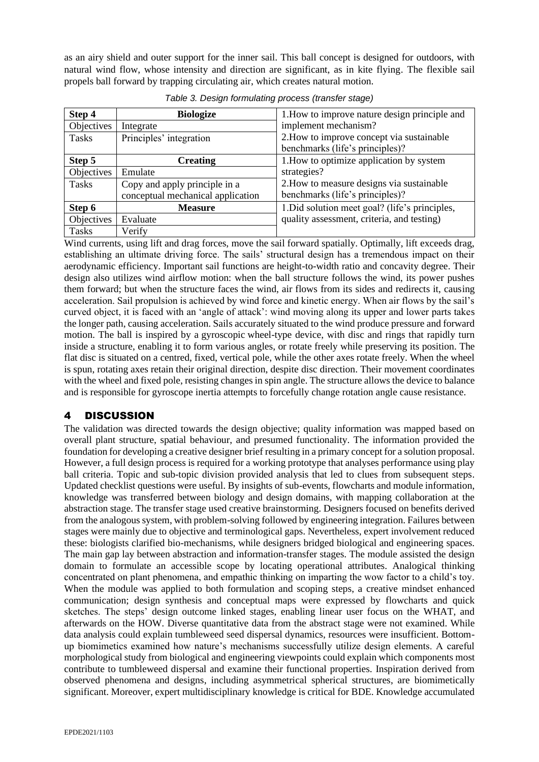as an airy shield and outer support for the inner sail. This ball concept is designed for outdoors, with natural wind flow, whose intensity and direction are significant, as in kite flying. The flexible sail propels ball forward by trapping circulating air, which creates natural motion.

*Table 3. Design formulating process (transfer stage)*

| Step 4 | Biologize | 1.How to improve nature design principle and implement mechanism? 2.How to improve concept via sustainable benchmarks (life's principles)? |
|---|---|---|
| Objectives | Integrate | |
| Tasks | Principles' integration | |
| **Step 5** | **Creating** | 1.How to optimize application by system strategies? 2.How to measure designs via sustainable benchmarks (life's principles)? |
| Objectives | Emulate | |
| Tasks | Copy and apply principle in a conceptual mechanical application | |
| **Step 6** | **Measure** | 1.Did solution meet goal? (life's principles, quality assessment, criteria, and testing) |
| Objectives | Evaluate | |
| Tasks | Verify | |

Wind currents, using lift and drag forces, move the sail forward spatially. Optimally, lift exceeds drag, establishing an ultimate driving force. The sails' structural design has a tremendous impact on their aerodynamic efficiency. Important sail functions are height-to-width ratio and concavity degree. Their design also utilizes wind airflow motion: when the ball structure follows the wind, its power pushes them forward; but when the structure faces the wind, air flows from its sides and redirects it, causing acceleration. Sail propulsion is achieved by wind force and kinetic energy. When air flows by the sail's curved object, it is faced with an 'angle of attack': wind moving along its upper and lower parts takes the longer path, causing acceleration. Sails accurately situated to the wind produce pressure and forward motion. The ball is inspired by a gyroscopic wheel-type device, with disc and rings that rapidly turn inside a structure, enabling it to form various angles, or rotate freely while preserving its position. The flat disc is situated on a centred, fixed, vertical pole, while the other axes rotate freely. When the wheel is spun, rotating axes retain their original direction, despite disc direction. Their movement coordinates with the wheel and fixed pole, resisting changes in spin angle. The structure allows the device to balance and is responsible for gyroscope inertia attempts to forcefully change rotation angle cause resistance.

## 4 DISCUSSION

The validation was directed towards the design objective; quality information was mapped based on overall plant structure, spatial behaviour, and presumed functionality. The information provided the foundation for developing a creative designer brief resulting in a primary concept for a solution proposal. However, a full design process is required for a working prototype that analyses performance using play ball criteria. Topic and sub-topic division provided analysis that led to clues from subsequent steps. Updated checklist questions were useful. By insights of sub-events, flowcharts and module information, knowledge was transferred between biology and design domains, with mapping collaboration at the abstraction stage. The transfer stage used creative brainstorming. Designers focused on benefits derived from the analogous system, with problem-solving followed by engineering integration. Failures between stages were mainly due to objective and terminological gaps. Nevertheless, expert involvement reduced these: biologists clarified bio-mechanisms, while designers bridged biological and engineering spaces. The main gap lay between abstraction and information-transfer stages. The module assisted the design domain to formulate an accessible scope by locating operational attributes. Analogical thinking concentrated on plant phenomena, and empathic thinking on imparting the wow factor to a child's toy. When the module was applied to both formulation and scoping steps, a creative mindset enhanced communication; design synthesis and conceptual maps were expressed by flowcharts and quick sketches. The steps' design outcome linked stages, enabling linear user focus on the WHAT, and afterwards on the HOW. Diverse quantitative data from the abstract stage were not examined. While data analysis could explain tumbleweed seed dispersal dynamics, resources were insufficient. Bottom-up biomimetics examined how nature's mechanisms successfully utilize design elements. A careful morphological study from biological and engineering viewpoints could explain which components most contribute to tumbleweed dispersal and examine their functional properties. Inspiration derived from observed phenomena and designs, including asymmetrical spherical structures, are biomimetically significant. Moreover, expert multidisciplinary knowledge is critical for BDE. Knowledge accumulated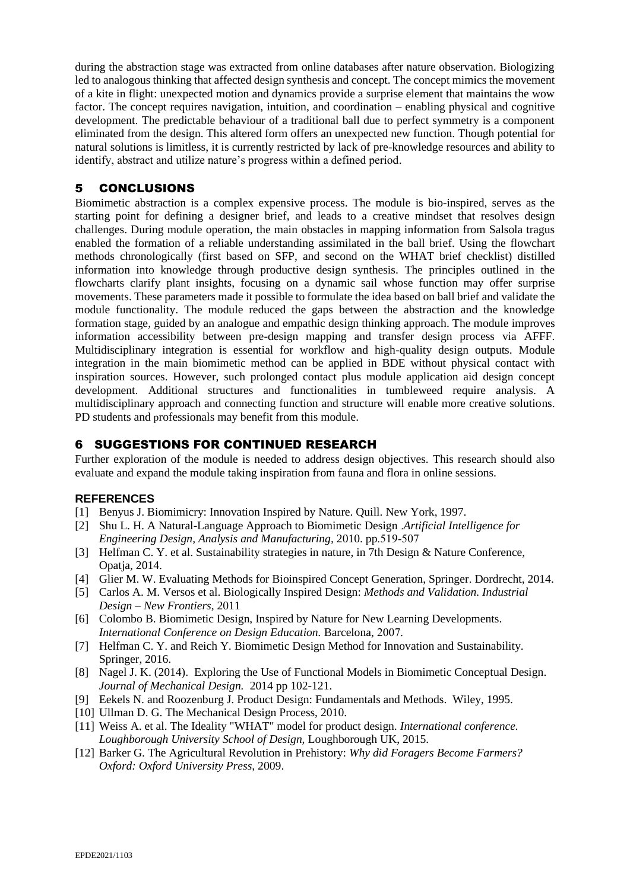during the abstraction stage was extracted from online databases after nature observation. Biologizing led to analogous thinking that affected design synthesis and concept. The concept mimics the movement of a kite in flight: unexpected motion and dynamics provide a surprise element that maintains the wow factor. The concept requires navigation, intuition, and coordination – enabling physical and cognitive development. The predictable behaviour of a traditional ball due to perfect symmetry is a component eliminated from the design. This altered form offers an unexpected new function. Though potential for natural solutions is limitless, it is currently restricted by lack of pre-knowledge resources and ability to identify, abstract and utilize nature's progress within a defined period.

## 5 CONCLUSIONS

Biomimetic abstraction is a complex expensive process. The module is bio-inspired, serves as the starting point for defining a designer brief, and leads to a creative mindset that resolves design challenges. During module operation, the main obstacles in mapping information from Salsola tragus enabled the formation of a reliable understanding assimilated in the ball brief. Using the flowchart methods chronologically (first based on SFP, and second on the WHAT brief checklist) distilled information into knowledge through productive design synthesis. The principles outlined in the flowcharts clarify plant insights, focusing on a dynamic sail whose function may offer surprise movements. These parameters made it possible to formulate the idea based on ball brief and validate the module functionality. The module reduced the gaps between the abstraction and the knowledge formation stage, guided by an analogue and empathic design thinking approach. The module improves information accessibility between pre-design mapping and transfer design process via AFFF. Multidisciplinary integration is essential for workflow and high-quality design outputs. Module integration in the main biomimetic method can be applied in BDE without physical contact with inspiration sources. However, such prolonged contact plus module application aid design concept development. Additional structures and functionalities in tumbleweed require analysis. A multidisciplinary approach and connecting function and structure will enable more creative solutions. PD students and professionals may benefit from this module.

## 6 SUGGESTIONS FOR CONTINUED RESEARCH

Further exploration of the module is needed to address design objectives. This research should also evaluate and expand the module taking inspiration from fauna and flora in online sessions.

### REFERENCES

[1] Benyus J. Biomimicry: Innovation Inspired by Nature. Quill. New York, 1997.

[2] Shu L. H. A Natural-Language Approach to Biomimetic Design .*Artificial Intelligence for Engineering Design, Analysis and Manufacturing,* 2010. pp.519-507

[3] Helfman C. Y. et al. Sustainability strategies in nature, in 7th Design & Nature Conference, Opatja, 2014.

[4] Glier M. W. Evaluating Methods for Bioinspired Concept Generation, Springer. Dordrecht, 2014.

[5] Carlos A. M. Versos et al. Biologically Inspired Design: *Methods and Validation. Industrial Design – New Frontiers,* 2011

[6] Colombo B. Biomimetic Design, Inspired by Nature for New Learning Developments. *International Conference on Design Education.* Barcelona, 2007.

[7] Helfman C. Y. and Reich Y. Biomimetic Design Method for Innovation and Sustainability. Springer, 2016.

[8] Nagel J. K. (2014). Exploring the Use of Functional Models in Biomimetic Conceptual Design. *Journal of Mechanical Design.* 2014 pp 102-121.

[9] Eekels N. and Roozenburg J. Product Design: Fundamentals and Methods. Wiley, 1995.

[10] Ullman D. G. The Mechanical Design Process, 2010.

[11] Weiss A. et al. The Ideality "WHAT" model for product design. *International conference. Loughborough University School of Design,* Loughborough UK, 2015.

[12] Barker G. The Agricultural Revolution in Prehistory: *Why did Foragers Become Farmers? Oxford: Oxford University Press,* 2009.